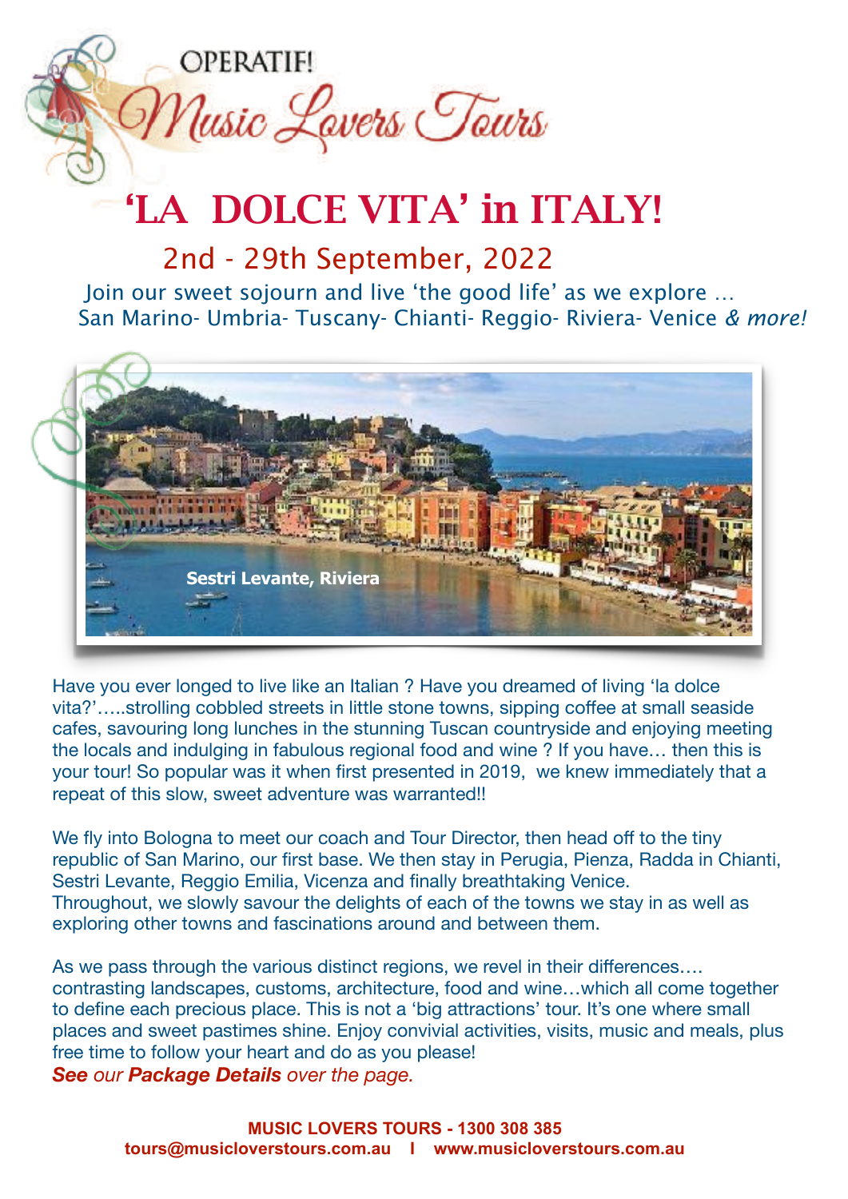OPERATIF!

Music Lovers Tours

# 'LA DOLCE VITA' in ITALY!

## 2nd - 29th September, 2022

Join our sweet sojourn and live 'the good life' as we explore …
San Marino- Umbria- Tuscany- Chianti- Reggio- Riviera- Venice *& more!*

Sestri Levante, Riviera

Have you ever longed to live like an Italian ? Have you dreamed of living 'la dolce vita?'…..strolling cobbled streets in little stone towns, sipping coffee at small seaside cafes, savouring long lunches in the stunning Tuscan countryside and enjoying meeting the locals and indulging in fabulous regional food and wine ? If you have… then this is your tour! So popular was it when first presented in 2019, we knew immediately that a repeat of this slow, sweet adventure was warranted!!

We fly into Bologna to meet our coach and Tour Director, then head off to the tiny republic of San Marino, our first base. We then stay in Perugia, Pienza, Radda in Chianti, Sestri Levante, Reggio Emilia, Vicenza and finally breathtaking Venice.
Throughout, we slowly savour the delights of each of the towns we stay in as well as exploring other towns and fascinations around and between them.

As we pass through the various distinct regions, we revel in their differences…. contrasting landscapes, customs, architecture, food and wine…which all come together to define each precious place. This is not a 'big attractions' tour. It's one where small places and sweet pastimes shine. Enjoy convivial activities, visits, music and meals, plus free time to follow your heart and do as you please!
***See** our **Package Details** over the page.*

**MUSIC LOVERS TOURS - 1300 308 385**
**tours@musicloverstours.com.au | www.musicloverstours.com.au**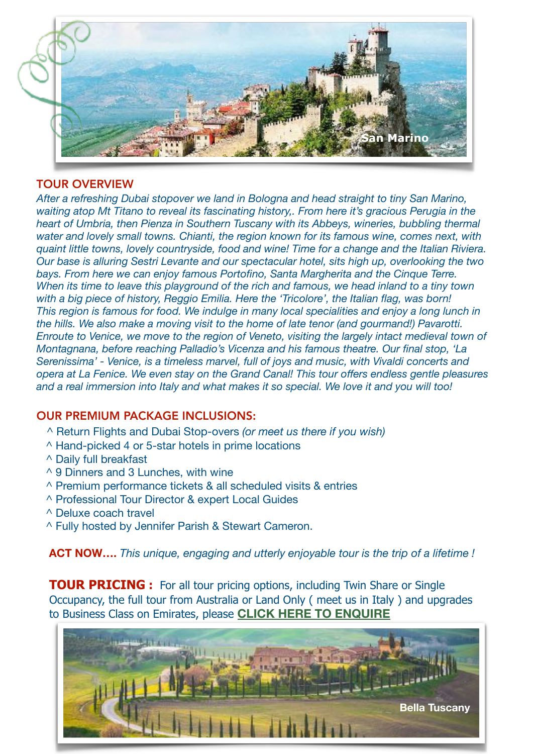San Marino

## TOUR OVERVIEW

*After a refreshing Dubai stopover we land in Bologna and head straight to tiny San Marino, waiting atop Mt Titano to reveal its fascinating history,. From here it's gracious Perugia in the heart of Umbria, then Pienza in Southern Tuscany with its Abbeys, wineries, bubbling thermal water and lovely small towns. Chianti, the region known for its famous wine, comes next, with quaint little towns, lovely countryside, food and wine! Time for a change and the Italian Riviera. Our base is alluring Sestri Levante and our spectacular hotel, sits high up, overlooking the two bays. From here we can enjoy famous Portofino, Santa Margherita and the Cinque Terre. When its time to leave this playground of the rich and famous, we head inland to a tiny town with a big piece of history, Reggio Emilia. Here the 'Tricolore', the Italian flag, was born! This region is famous for food. We indulge in many local specialities and enjoy a long lunch in the hills. We also make a moving visit to the home of late tenor (and gourmand!) Pavarotti. Enroute to Venice, we move to the region of Veneto, visiting the largely intact medieval town of Montagnana, before reaching Palladio's Vicenza and his famous theatre. Our final stop, 'La Serenissima' - Venice, is a timeless marvel, full of joys and music, with Vivaldi concerts and opera at La Fenice. We even stay on the Grand Canal! This tour offers endless gentle pleasures and a real immersion into Italy and what makes it so special. We love it and you will too!*

## OUR PREMIUM PACKAGE INCLUSIONS:

^ Return Flights and Dubai Stop-overs *(or meet us there if you wish)*
^ Hand-picked 4 or 5-star hotels in prime locations
^ Daily full breakfast
^ 9 Dinners and 3 Lunches, with wine
^ Premium performance tickets & all scheduled visits & entries
^ Professional Tour Director & expert Local Guides
^ Deluxe coach travel
^ Fully hosted by Jennifer Parish & Stewart Cameron.

**ACT NOW….** *This unique, engaging and utterly enjoyable tour is the trip of a lifetime !*

**TOUR PRICING :** For all tour pricing options, including Twin Share or Single Occupancy, the full tour from Australia or Land Only ( meet us in Italy ) and upgrades to Business Class on Emirates, please **CLICK HERE TO ENQUIRE**

Bella Tuscany